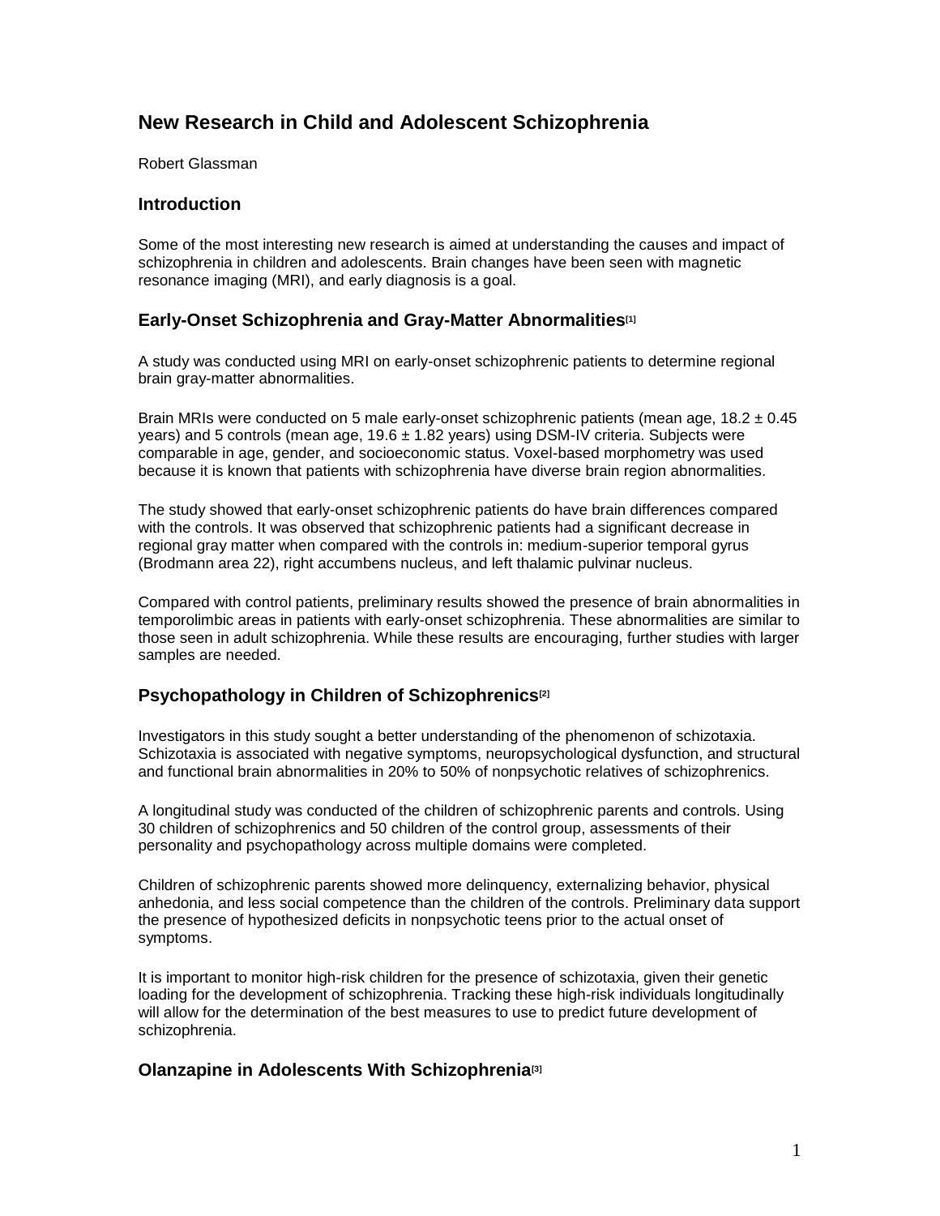# New Research in Child and Adolescent Schizophrenia

Robert Glassman

## Introduction

Some of the most interesting new research is aimed at understanding the causes and impact of schizophrenia in children and adolescents. Brain changes have been seen with magnetic resonance imaging (MRI), and early diagnosis is a goal.

## Early-Onset Schizophrenia and Gray-Matter Abnormalities[1]

A study was conducted using MRI on early-onset schizophrenic patients to determine regional brain gray-matter abnormalities.

Brain MRIs were conducted on 5 male early-onset schizophrenic patients (mean age, 18.2 ± 0.45 years) and 5 controls (mean age, 19.6 ± 1.82 years) using DSM-IV criteria. Subjects were comparable in age, gender, and socioeconomic status. Voxel-based morphometry was used because it is known that patients with schizophrenia have diverse brain region abnormalities.

The study showed that early-onset schizophrenic patients do have brain differences compared with the controls. It was observed that schizophrenic patients had a significant decrease in regional gray matter when compared with the controls in: medium-superior temporal gyrus (Brodmann area 22), right accumbens nucleus, and left thalamic pulvinar nucleus.

Compared with control patients, preliminary results showed the presence of brain abnormalities in temporolimbic areas in patients with early-onset schizophrenia. These abnormalities are similar to those seen in adult schizophrenia. While these results are encouraging, further studies with larger samples are needed.

## Psychopathology in Children of Schizophrenics[2]

Investigators in this study sought a better understanding of the phenomenon of schizotaxia. Schizotaxia is associated with negative symptoms, neuropsychological dysfunction, and structural and functional brain abnormalities in 20% to 50% of nonpsychotic relatives of schizophrenics.

A longitudinal study was conducted of the children of schizophrenic parents and controls. Using 30 children of schizophrenics and 50 children of the control group, assessments of their personality and psychopathology across multiple domains were completed.

Children of schizophrenic parents showed more delinquency, externalizing behavior, physical anhedonia, and less social competence than the children of the controls. Preliminary data support the presence of hypothesized deficits in nonpsychotic teens prior to the actual onset of symptoms.

It is important to monitor high-risk children for the presence of schizotaxia, given their genetic loading for the development of schizophrenia. Tracking these high-risk individuals longitudinally will allow for the determination of the best measures to use to predict future development of schizophrenia.

## Olanzapine in Adolescents With Schizophrenia[3]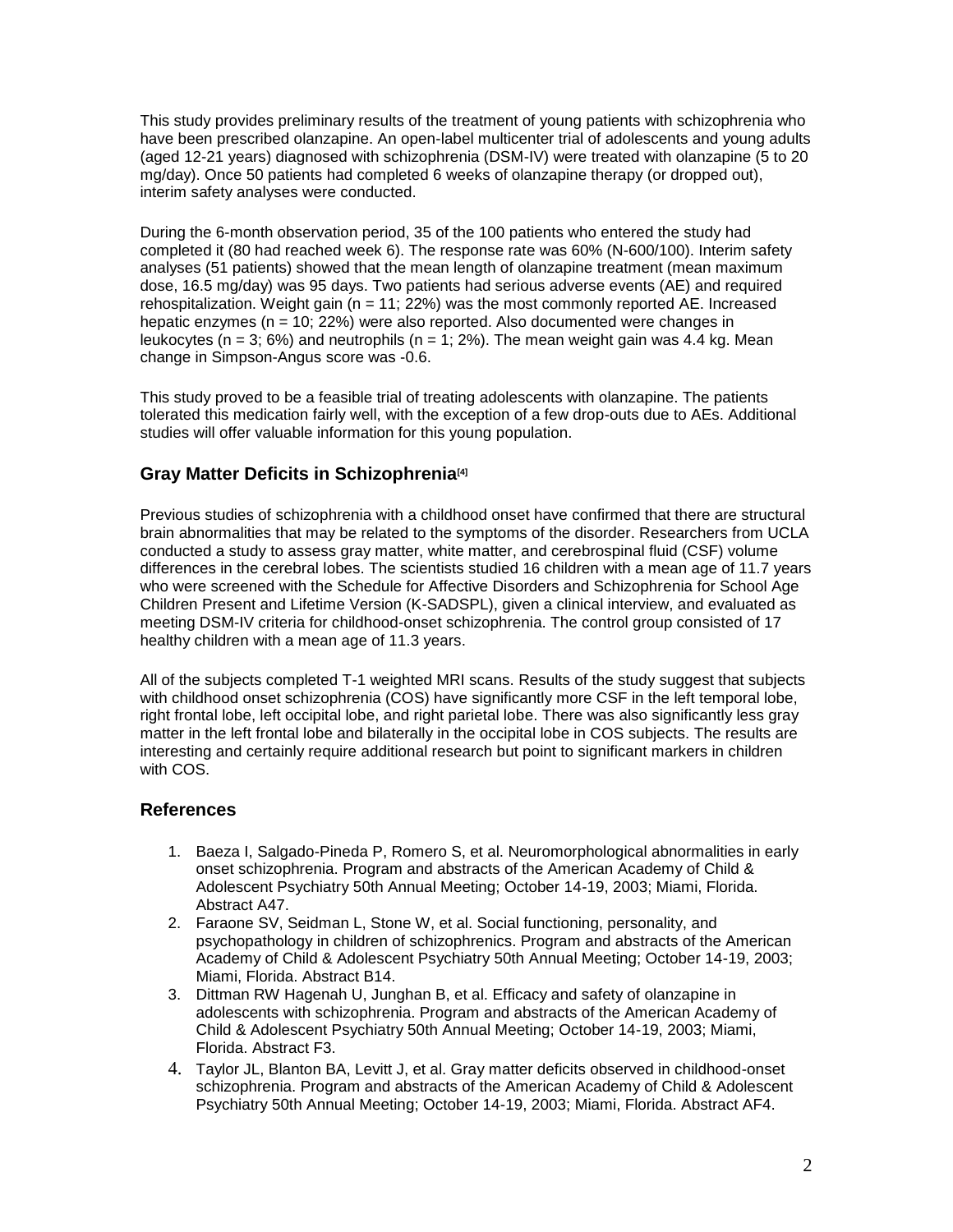This study provides preliminary results of the treatment of young patients with schizophrenia who have been prescribed olanzapine. An open-label multicenter trial of adolescents and young adults (aged 12-21 years) diagnosed with schizophrenia (DSM-IV) were treated with olanzapine (5 to 20 mg/day). Once 50 patients had completed 6 weeks of olanzapine therapy (or dropped out), interim safety analyses were conducted.

During the 6-month observation period, 35 of the 100 patients who entered the study had completed it (80 had reached week 6). The response rate was 60% (N-600/100). Interim safety analyses (51 patients) showed that the mean length of olanzapine treatment (mean maximum dose, 16.5 mg/day) was 95 days. Two patients had serious adverse events (AE) and required rehospitalization. Weight gain ($n = 11$; 22%) was the most commonly reported AE. Increased hepatic enzymes ($n = 10$; 22%) were also reported. Also documented were changes in leukocytes ($n = 3$; 6%) and neutrophils ($n = 1$; 2%). The mean weight gain was 4.4 kg. Mean change in Simpson-Angus score was -0.6.

This study proved to be a feasible trial of treating adolescents with olanzapine. The patients tolerated this medication fairly well, with the exception of a few drop-outs due to AEs. Additional studies will offer valuable information for this young population.

## Gray Matter Deficits in Schizophrenia[4]

Previous studies of schizophrenia with a childhood onset have confirmed that there are structural brain abnormalities that may be related to the symptoms of the disorder. Researchers from UCLA conducted a study to assess gray matter, white matter, and cerebrospinal fluid (CSF) volume differences in the cerebral lobes. The scientists studied 16 children with a mean age of 11.7 years who were screened with the Schedule for Affective Disorders and Schizophrenia for School Age Children Present and Lifetime Version (K-SADSPL), given a clinical interview, and evaluated as meeting DSM-IV criteria for childhood-onset schizophrenia. The control group consisted of 17 healthy children with a mean age of 11.3 years.

All of the subjects completed T-1 weighted MRI scans. Results of the study suggest that subjects with childhood onset schizophrenia (COS) have significantly more CSF in the left temporal lobe, right frontal lobe, left occipital lobe, and right parietal lobe. There was also significantly less gray matter in the left frontal lobe and bilaterally in the occipital lobe in COS subjects. The results are interesting and certainly require additional research but point to significant markers in children with COS.

## References

1. Baeza I, Salgado-Pineda P, Romero S, et al. Neuromorphological abnormalities in early onset schizophrenia. Program and abstracts of the American Academy of Child & Adolescent Psychiatry 50th Annual Meeting; October 14-19, 2003; Miami, Florida. Abstract A47.
2. Faraone SV, Seidman L, Stone W, et al. Social functioning, personality, and psychopathology in children of schizophrenics. Program and abstracts of the American Academy of Child & Adolescent Psychiatry 50th Annual Meeting; October 14-19, 2003; Miami, Florida. Abstract B14.
3. Dittman RW Hagenah U, Junghan B, et al. Efficacy and safety of olanzapine in adolescents with schizophrenia. Program and abstracts of the American Academy of Child & Adolescent Psychiatry 50th Annual Meeting; October 14-19, 2003; Miami, Florida. Abstract F3.
4. Taylor JL, Blanton BA, Levitt J, et al. Gray matter deficits observed in childhood-onset schizophrenia. Program and abstracts of the American Academy of Child & Adolescent Psychiatry 50th Annual Meeting; October 14-19, 2003; Miami, Florida. Abstract AF4.